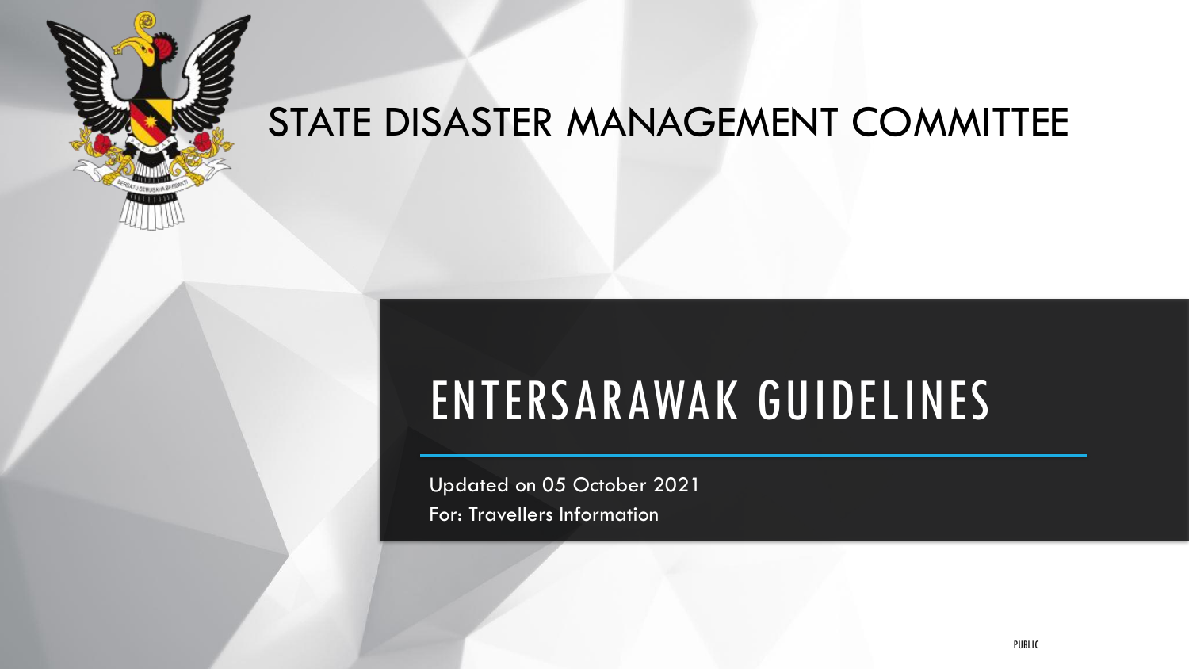# STATE DISASTER MANAGEMENT COMMITTEE

# ENTERSARAWAK GUIDELINES

Updated on 05 October 2021

For: Travellers Information

PUBLIC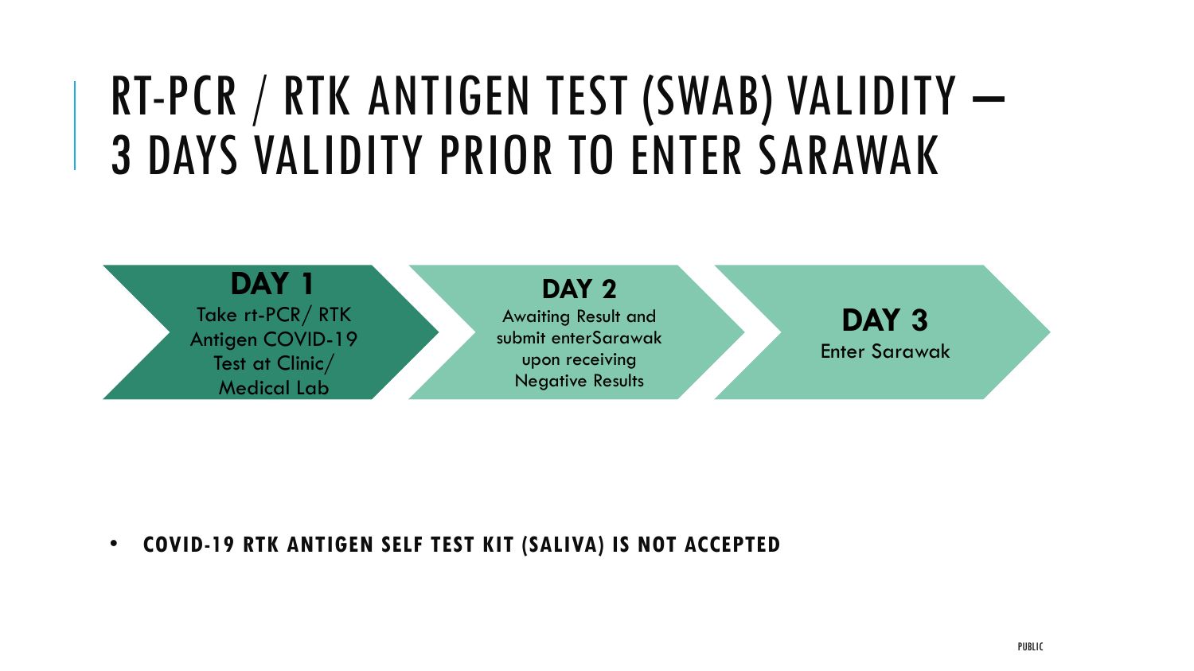# RT-PCR / RTK ANTIGEN TEST (SWAB) VALIDITY – 3 DAYS VALIDITY PRIOR TO ENTER SARAWAK

**DAY 1**
Take rt-PCR/ RTK Antigen COVID-19 Test at Clinic/ Medical Lab

**DAY 2**
Awaiting Result and submit enterSarawak upon receiving Negative Results

**DAY 3**
Enter Sarawak

- **COVID-19 RTK ANTIGEN SELF TEST KIT (SALIVA) IS NOT ACCEPTED**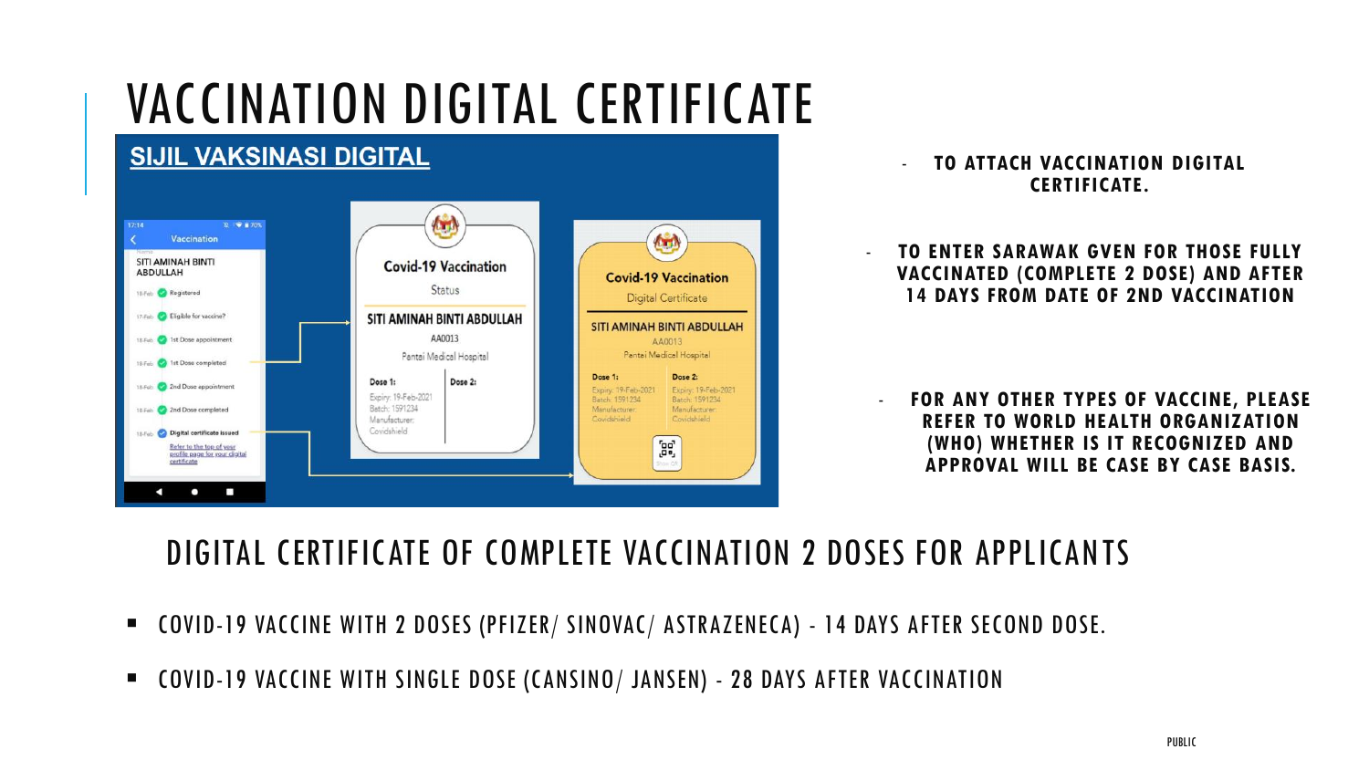# VACCINATION DIGITAL CERTIFICATE

- **TO ATTACH VACCINATION DIGITAL CERTIFICATE.**
- **TO ENTER SARAWAK GVEN FOR THOSE FULLY VACCINATED (COMPLETE 2 DOSE) AND AFTER 14 DAYS FROM DATE OF 2ND VACCINATION**
- **FOR ANY OTHER TYPES OF VACCINE, PLEASE REFER TO WORLD HEALTH ORGANIZATION (WHO) WHETHER IS IT RECOGNIZED AND APPROVAL WILL BE CASE BY CASE BASIS.**

## DIGITAL CERTIFICATE OF COMPLETE VACCINATION 2 DOSES FOR APPLICANTS

- COVID-19 VACCINE WITH 2 DOSES (PFIZER/ SINOVAC/ ASTRAZENECA) - 14 DAYS AFTER SECOND DOSE.
- COVID-19 VACCINE WITH SINGLE DOSE (CANSINO/ JANSEN) - 28 DAYS AFTER VACCINATION

PUBLIC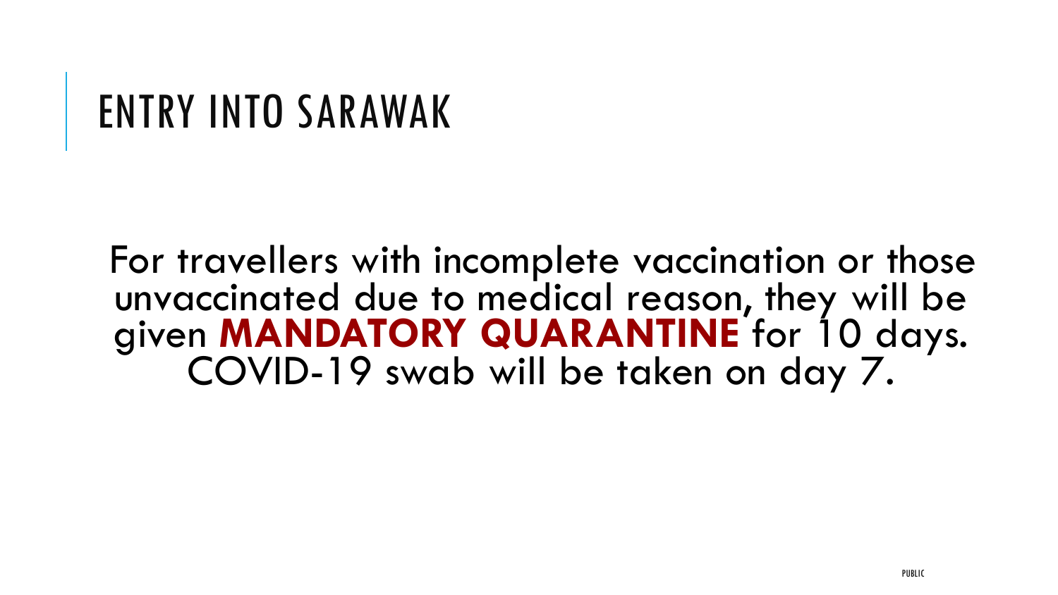# ENTRY INTO SARAWAK

For travellers with incomplete vaccination or those unvaccinated due to medical reason, they will be given **MANDATORY QUARANTINE** for 10 days. COVID-19 swab will be taken on day 7.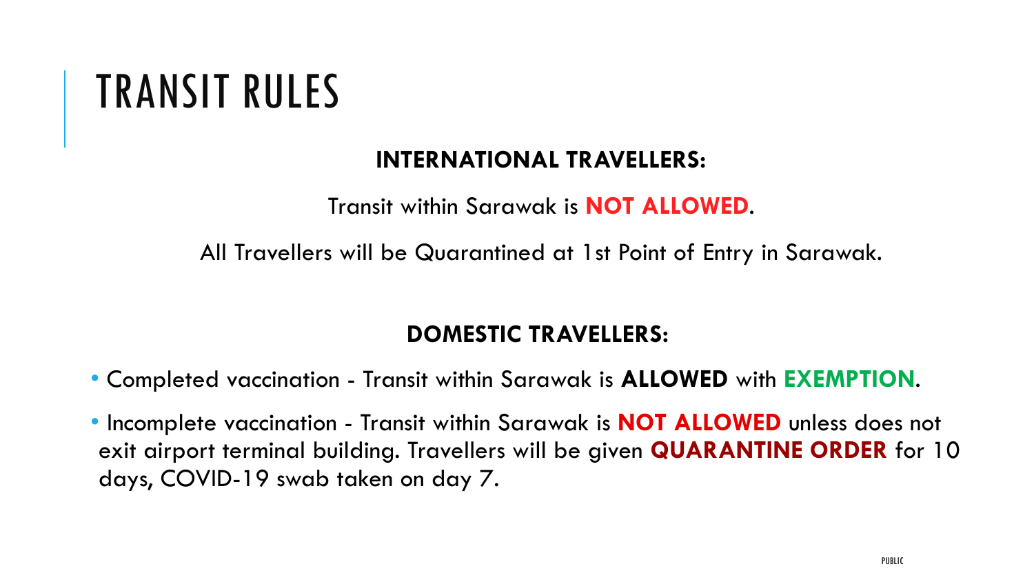# TRANSIT RULES

**INTERNATIONAL TRAVELLERS:**

Transit within Sarawak is **NOT ALLOWED**.

All Travellers will be Quarantined at 1st Point of Entry in Sarawak.

**DOMESTIC TRAVELLERS:**

- Completed vaccination - Transit within Sarawak is **ALLOWED** with **EXEMPTION**.
- Incomplete vaccination - Transit within Sarawak is **NOT ALLOWED** unless does not exit airport terminal building. Travellers will be given **QUARANTINE ORDER** for 10 days, COVID-19 swab taken on day 7.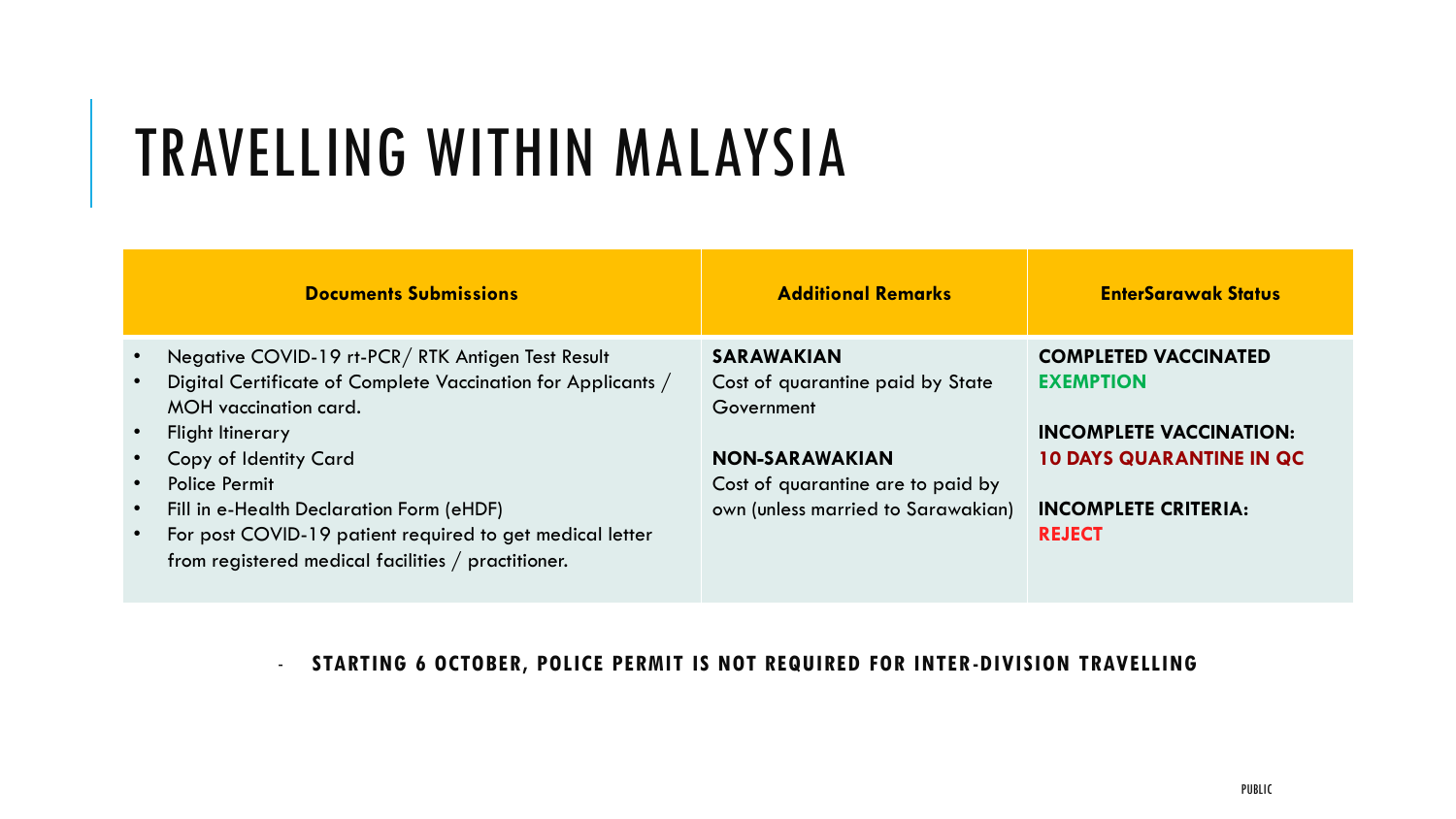# TRAVELLING WITHIN MALAYSIA

| Documents Submissions | Additional Remarks | EnterSarawak Status |
|---|---|---|
| • Negative COVID-19 rt-PCR/ RTK Antigen Test Result<br>• Digital Certificate of Complete Vaccination for Applicants / MOH vaccination card.<br>• Flight Itinerary<br>• Copy of Identity Card<br>• Police Permit<br>• Fill in e-Health Declaration Form (eHDF)<br>• For post COVID-19 patient required to get medical letter from registered medical facilities / practitioner. | **SARAWAKIAN**<br>Cost of quarantine paid by State Government<br><br>**NON-SARAWAKIAN**<br>Cost of quarantine are to paid by own (unless married to Sarawakian) | **COMPLETED VACCINATED**<br>**EXEMPTION**<br><br>**INCOMPLETE VACCINATION:**<br>**10 DAYS QUARANTINE IN QC**<br><br>**INCOMPLETE CRITERIA:**<br>**REJECT** |

- **STARTING 6 OCTOBER, POLICE PERMIT IS NOT REQUIRED FOR INTER-DIVISION TRAVELLING**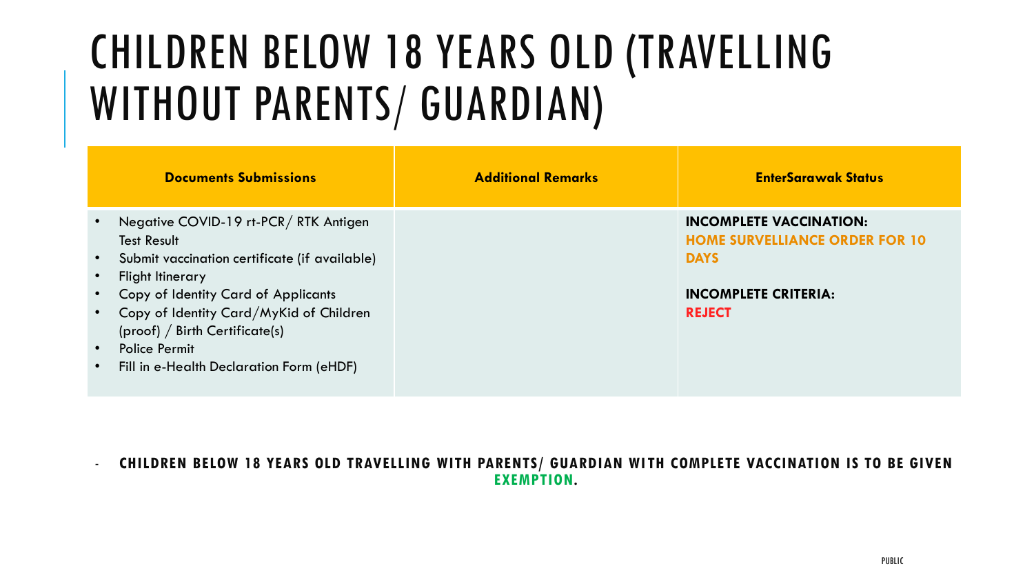# CHILDREN BELOW 18 YEARS OLD (TRAVELLING WITHOUT PARENTS/ GUARDIAN)

| Documents Submissions | Additional Remarks | EnterSarawak Status |
|---|---|---|
| • Negative COVID-19 rt-PCR/ RTK Antigen Test Result<br>• Submit vaccination certificate (if available)<br>• Flight Itinerary<br>• Copy of Identity Card of Applicants<br>• Copy of Identity Card/MyKid of Children (proof) / Birth Certificate(s)<br>• Police Permit<br>• Fill in e-Health Declaration Form (eHDF) | | **INCOMPLETE VACCINATION:**<br>**HOME SURVELLIANCE ORDER FOR 10 DAYS**<br><br>**INCOMPLETE CRITERIA:**<br>**REJECT** |

- **CHILDREN BELOW 18 YEARS OLD TRAVELLING WITH PARENTS/ GUARDIAN WITH COMPLETE VACCINATION IS TO BE GIVEN EXEMPTION.**

PUBLIC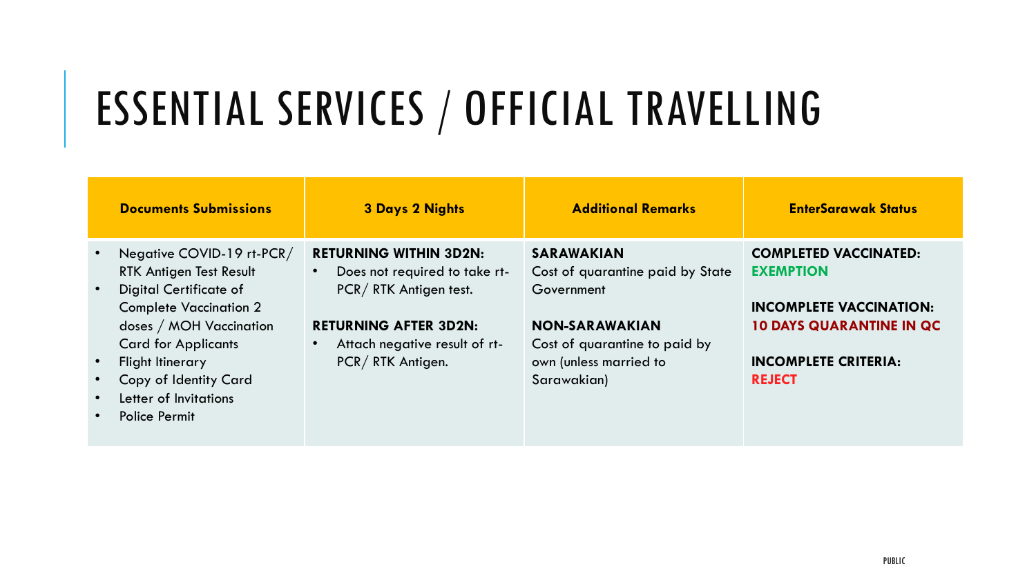# ESSENTIAL SERVICES / OFFICIAL TRAVELLING

| Documents Submissions | 3 Days 2 Nights | Additional Remarks | EnterSarawak Status |
|---|---|---|---|
| • Negative COVID-19 rt-PCR/ RTK Antigen Test Result<br>• Digital Certificate of Complete Vaccination 2 doses / MOH Vaccination Card for Applicants<br>• Flight Itinerary<br>• Copy of Identity Card<br>• Letter of Invitations<br>• Police Permit | **RETURNING WITHIN 3D2N:**<br>• Does not required to take rt-PCR/ RTK Antigen test.<br><br>**RETURNING AFTER 3D2N:**<br>• Attach negative result of rt-PCR/ RTK Antigen. | **SARAWAKIAN**<br>Cost of quarantine paid by State Government<br><br>**NON-SARAWAKIAN**<br>Cost of quarantine to paid by own (unless married to Sarawakian) | **COMPLETED VACCINATED:**<br>**EXEMPTION**<br><br>**INCOMPLETE VACCINATION:**<br>**10 DAYS QUARANTINE IN QC**<br><br>**INCOMPLETE CRITERIA:**<br>**REJECT** |

PUBLIC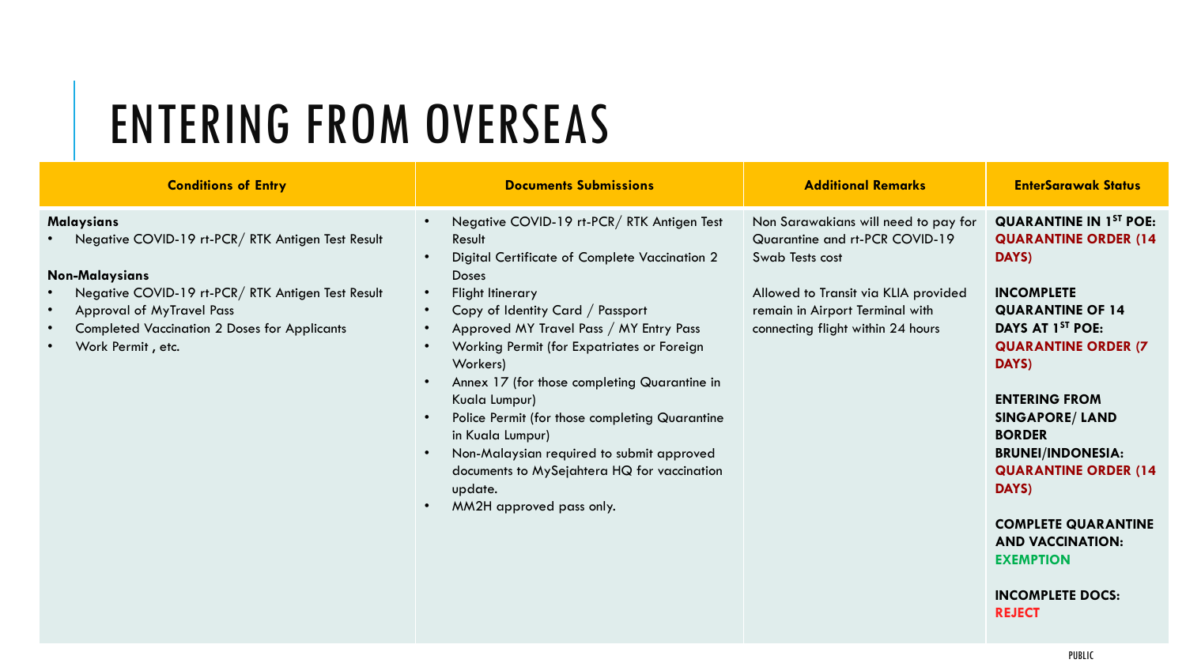# ENTERING FROM OVERSEAS

| Conditions of Entry | Documents Submissions | Additional Remarks | EnterSarawak Status |
|---|---|---|---|
| **Malaysians**<br>• Negative COVID-19 rt-PCR/ RTK Antigen Test Result<br><br>**Non-Malaysians**<br>• Negative COVID-19 rt-PCR/ RTK Antigen Test Result<br>• Approval of MyTravel Pass<br>• Completed Vaccination 2 Doses for Applicants<br>• Work Permit , etc. | • Negative COVID-19 rt-PCR/ RTK Antigen Test Result<br>• Digital Certificate of Complete Vaccination 2 Doses<br>• Flight Itinerary<br>• Copy of Identity Card / Passport<br>• Approved MY Travel Pass / MY Entry Pass<br>• Working Permit (for Expatriates or Foreign Workers)<br>• Annex 17 (for those completing Quarantine in Kuala Lumpur)<br>• Police Permit (for those completing Quarantine in Kuala Lumpur)<br>• Non-Malaysian required to submit approved documents to MySejahtera HQ for vaccination update.<br>• MM2H approved pass only. | Non Sarawakians will need to pay for Quarantine and rt-PCR COVID-19 Swab Tests cost<br><br>Allowed to Transit via KLIA provided remain in Airport Terminal with connecting flight within 24 hours | **QUARANTINE IN 1ST POE:** **QUARANTINE ORDER (14 DAYS)**<br><br>**INCOMPLETE QUARANTINE OF 14 DAYS AT 1ST POE:** **QUARANTINE ORDER (7 DAYS)**<br><br>**ENTERING FROM SINGAPORE/ LAND BORDER BRUNEI/INDONESIA:** **QUARANTINE ORDER (14 DAYS)**<br><br>**COMPLETE QUARANTINE AND VACCINATION:** **EXEMPTION**<br><br>**INCOMPLETE DOCS:** **REJECT** |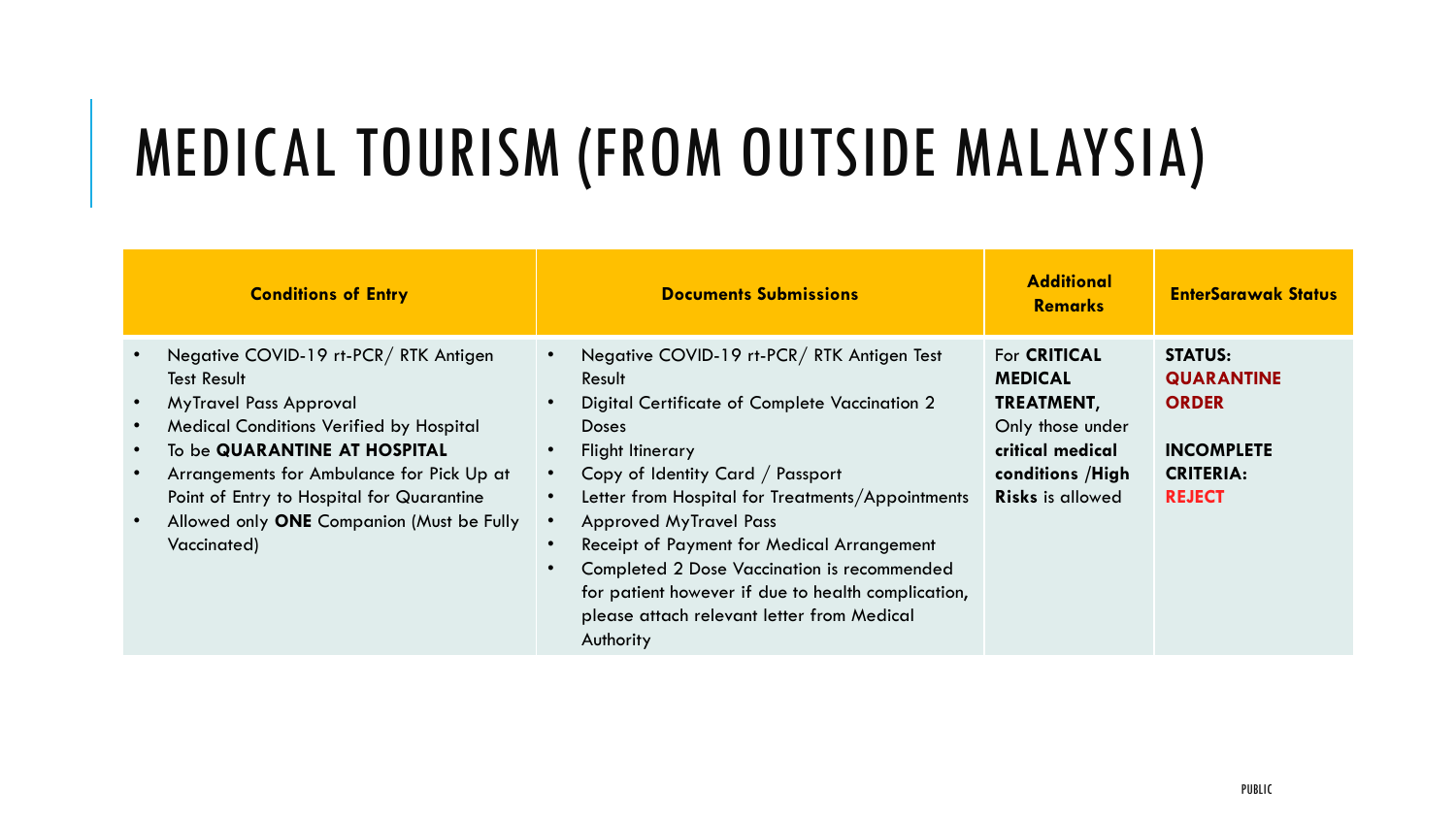# MEDICAL TOURISM (FROM OUTSIDE MALAYSIA)

| **Conditions of Entry** | **Documents Submissions** | **Additional Remarks** | **EnterSarawak Status** |
|---|---|---|---|
| • Negative COVID-19 rt-PCR/ RTK Antigen Test Result<br>• MyTravel Pass Approval<br>• Medical Conditions Verified by Hospital<br>• To be **QUARANTINE AT HOSPITAL**<br>• Arrangements for Ambulance for Pick Up at Point of Entry to Hospital for Quarantine<br>• Allowed only **ONE** Companion (Must be Fully Vaccinated) | • Negative COVID-19 rt-PCR/ RTK Antigen Test Result<br>• Digital Certificate of Complete Vaccination 2 Doses<br>• Flight Itinerary<br>• Copy of Identity Card / Passport<br>• Letter from Hospital for Treatments/Appointments<br>• Approved MyTravel Pass<br>• Receipt of Payment for Medical Arrangement<br>• Completed 2 Dose Vaccination is recommended for patient however if due to health complication, please attach relevant letter from Medical Authority | For **CRITICAL MEDICAL TREATMENT,** Only those under **critical medical conditions /High Risks** is allowed | **STATUS: QUARANTINE ORDER**<br><br>**INCOMPLETE CRITERIA: REJECT** |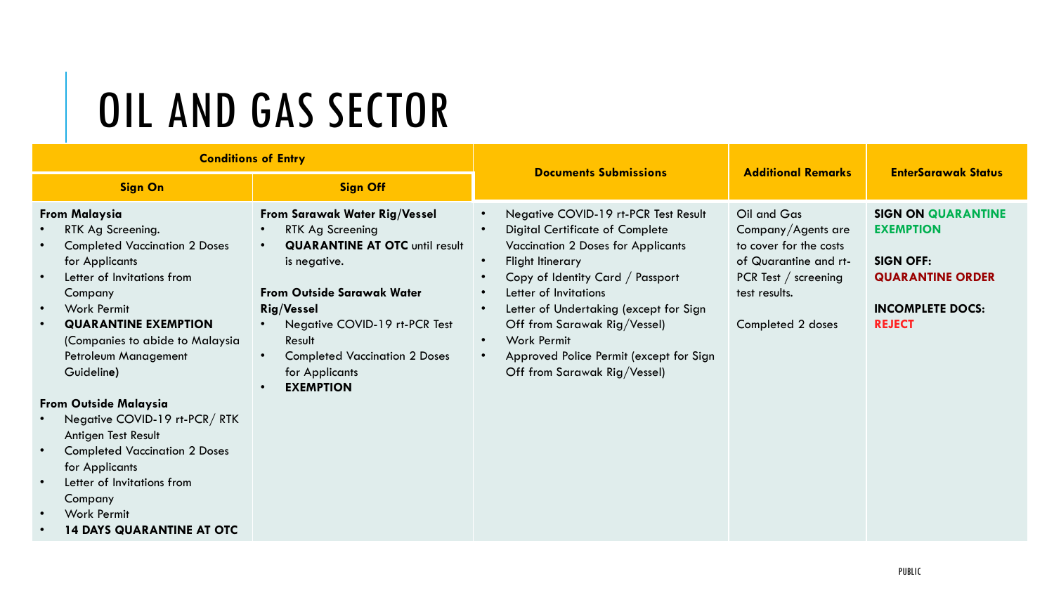# OIL AND GAS SECTOR

| Conditions of Entry | | Documents Submissions | Additional Remarks | EnterSarawak Status |
|---|---|---|---|---|
| **Sign On** | **Sign Off** | | | |
| **From Malaysia**<br>• RTK Ag Screening.<br>• Completed Vaccination 2 Doses for Applicants<br>• Letter of Invitations from Company<br>• Work Permit<br>• **QUARANTINE EXEMPTION** (Companies to abide to Malaysia Petroleum Management Guideline**)**<br><br>**From Outside Malaysia**<br>• Negative COVID-19 rt-PCR/ RTK Antigen Test Result<br>• Completed Vaccination 2 Doses for Applicants<br>• Letter of Invitations from Company<br>• Work Permit<br>• **14 DAYS QUARANTINE AT OTC** | **From Sarawak Water Rig/Vessel**<br>• RTK Ag Screening<br>• **QUARANTINE AT OTC** until result is negative.<br><br>**From Outside Sarawak Water Rig/Vessel**<br>• Negative COVID-19 rt-PCR Test Result<br>• Completed Vaccination 2 Doses for Applicants<br>• **EXEMPTION** | • Negative COVID-19 rt-PCR Test Result<br>• Digital Certificate of Complete Vaccination 2 Doses for Applicants<br>• Flight Itinerary<br>• Copy of Identity Card / Passport<br>• Letter of Invitations<br>• Letter of Undertaking (except for Sign Off from Sarawak Rig/Vessel)<br>• Work Permit<br>• Approved Police Permit (except for Sign Off from Sarawak Rig/Vessel) | Oil and Gas Company/Agents are to cover for the costs of Quarantine and rt-PCR Test / screening test results.<br><br>Completed 2 doses | **SIGN ON QUARANTINE EXEMPTION**<br><br>**SIGN OFF: QUARANTINE ORDER**<br><br>**INCOMPLETE DOCS: REJECT** |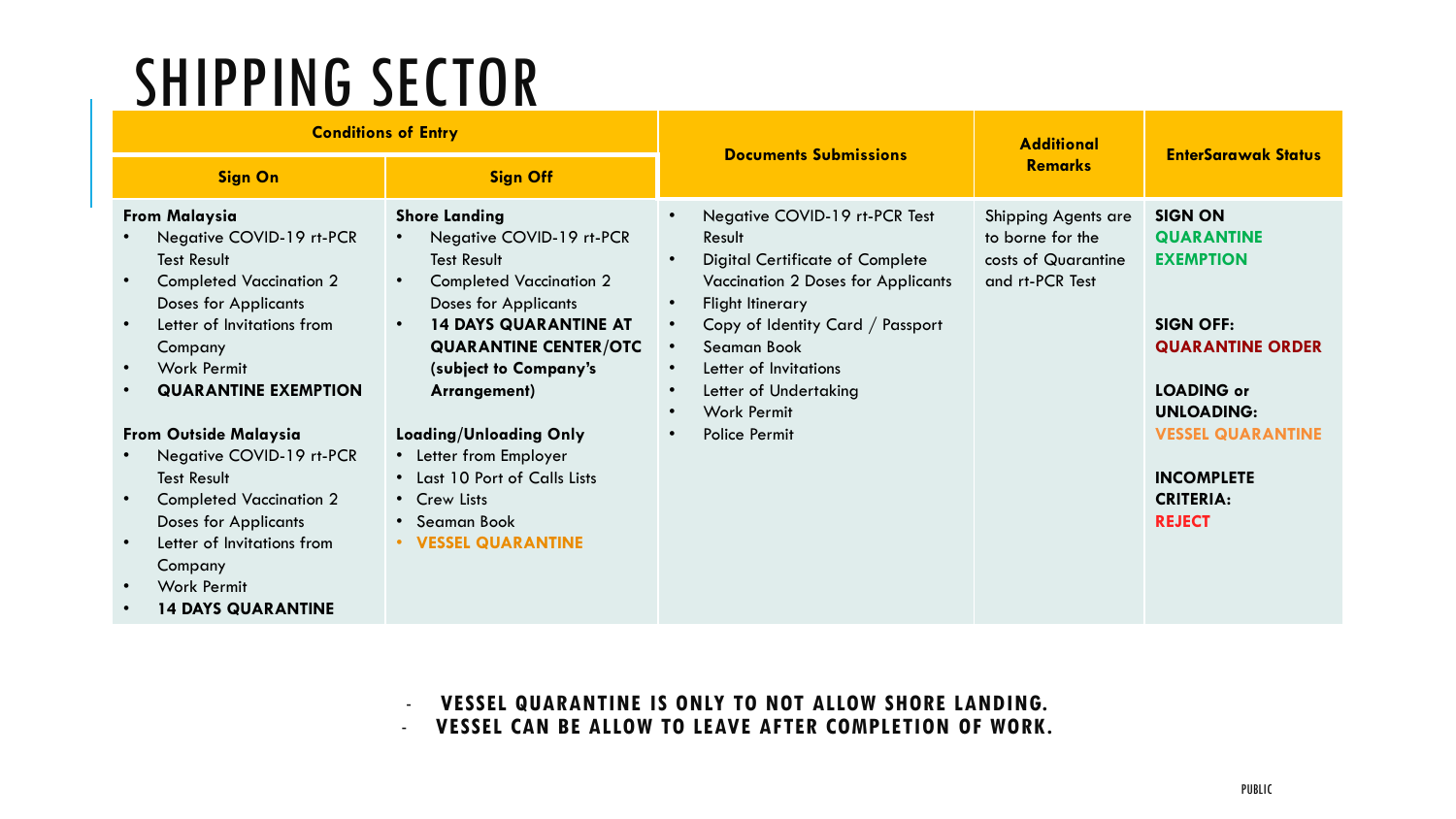# SHIPPING SECTOR

| Conditions of Entry | | Documents Submissions | Additional Remarks | EnterSarawak Status |
|---|---|---|---|---|
| **Sign On** | **Sign Off** | | | |
| **From Malaysia**<br>• Negative COVID-19 rt-PCR Test Result<br>• Completed Vaccination 2 Doses for Applicants<br>• Letter of Invitations from Company<br>• Work Permit<br>• **QUARANTINE EXEMPTION**<br><br>**From Outside Malaysia**<br>• Negative COVID-19 rt-PCR Test Result<br>• Completed Vaccination 2 Doses for Applicants<br>• Letter of Invitations from Company<br>• Work Permit<br>• **14 DAYS QUARANTINE** | **Shore Landing**<br>• Negative COVID-19 rt-PCR Test Result<br>• Completed Vaccination 2 Doses for Applicants<br>• **14 DAYS QUARANTINE AT QUARANTINE CENTER/OTC (subject to Company's Arrangement)**<br><br>**Loading/Unloading Only**<br>• Letter from Employer<br>• Last 10 Port of Calls Lists<br>• Crew Lists<br>• Seaman Book<br>• **VESSEL QUARANTINE** | • Negative COVID-19 rt-PCR Test Result<br>• Digital Certificate of Complete Vaccination 2 Doses for Applicants<br>• Flight Itinerary<br>• Copy of Identity Card / Passport<br>• Seaman Book<br>• Letter of Invitations<br>• Letter of Undertaking<br>• Work Permit<br>• Police Permit | Shipping Agents are to borne for the costs of Quarantine and rt-PCR Test | **SIGN ON**<br>**QUARANTINE EXEMPTION**<br><br>**SIGN OFF:**<br>**QUARANTINE ORDER**<br><br>**LOADING or UNLOADING:**<br>**VESSEL QUARANTINE**<br><br>**INCOMPLETE CRITERIA:**<br>**REJECT** |

- **VESSEL QUARANTINE IS ONLY TO NOT ALLOW SHORE LANDING.**
- **VESSEL CAN BE ALLOW TO LEAVE AFTER COMPLETION OF WORK.**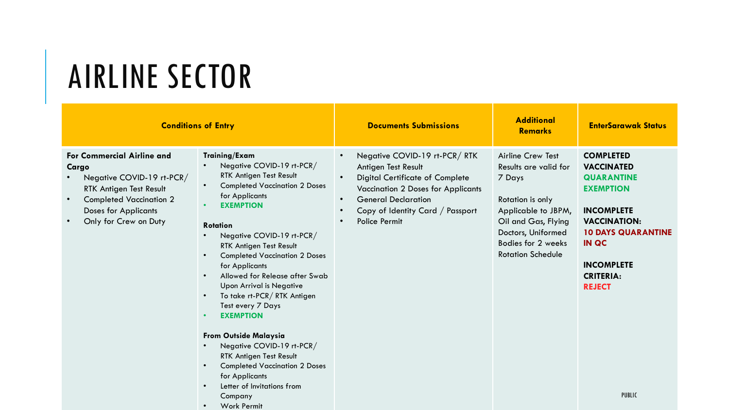# AIRLINE SECTOR

| Conditions of Entry | | Documents Submissions | Additional Remarks | EnterSarawak Status |
|---|---|---|---|---|
| **For Commercial Airline and Cargo**<br>• Negative COVID-19 rt-PCR/ RTK Antigen Test Result<br>• Completed Vaccination 2 Doses for Applicants<br>• Only for Crew on Duty | **Training/Exam**<br>• Negative COVID-19 rt-PCR/ RTK Antigen Test Result<br>• Completed Vaccination 2 Doses for Applicants<br>• **EXEMPTION**<br><br>**Rotation**<br>• Negative COVID-19 rt-PCR/ RTK Antigen Test Result<br>• Completed Vaccination 2 Doses for Applicants<br>• Allowed for Release after Swab Upon Arrival is Negative<br>• To take rt-PCR/ RTK Antigen Test every 7 Days<br>• **EXEMPTION**<br><br>**From Outside Malaysia**<br>• Negative COVID-19 rt-PCR/ RTK Antigen Test Result<br>• Completed Vaccination 2 Doses for Applicants<br>• Letter of Invitations from Company<br>• Work Permit | • Negative COVID-19 rt-PCR/ RTK Antigen Test Result<br>• Digital Certificate of Complete Vaccination 2 Doses for Applicants<br>• General Declaration<br>• Copy of Identity Card / Passport<br>• Police Permit | Airline Crew Test Results are valid for 7 Days<br><br>Rotation is only Applicable to JBPM, Oil and Gas, Flying Doctors, Uniformed Bodies for 2 weeks Rotation Schedule | **COMPLETED VACCINATED**<br>**QUARANTINE EXEMPTION**<br><br>**INCOMPLETE VACCINATION:**<br>**10 DAYS QUARANTINE IN QC**<br><br>**INCOMPLETE CRITERIA:**<br>**REJECT** |

PUBLIC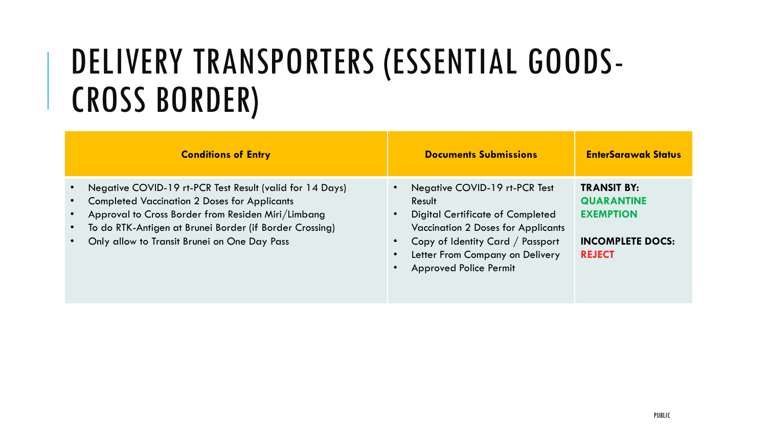# DELIVERY TRANSPORTERS (ESSENTIAL GOODS-CROSS BORDER)

| Conditions of Entry | Documents Submissions | EnterSarawak Status |
|---|---|---|
| • Negative COVID-19 rt-PCR Test Result (valid for 14 Days)<br>• Completed Vaccination 2 Doses for Applicants<br>• Approval to Cross Border from Residen Miri/Limbang<br>• To do RTK-Antigen at Brunei Border (if Border Crossing)<br>• Only allow to Transit Brunei on One Day Pass | • Negative COVID-19 rt-PCR Test Result<br>• Digital Certificate of Completed Vaccination 2 Doses for Applicants<br>• Copy of Identity Card / Passport<br>• Letter From Company on Delivery<br>• Approved Police Permit | **TRANSIT BY:** **QUARANTINE EXEMPTION**<br><br>**INCOMPLETE DOCS:** **REJECT** |

PUBLIC